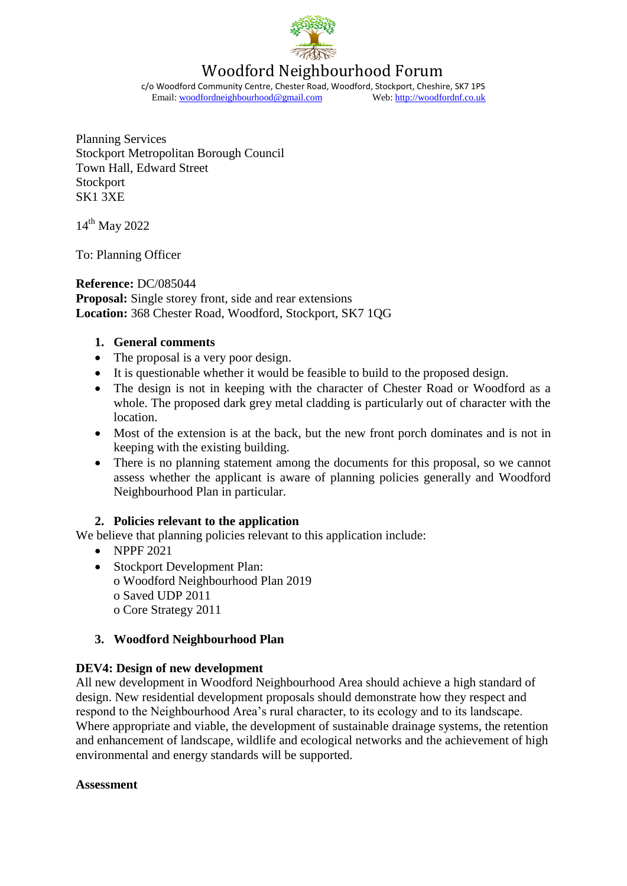# Woodford Neighbourhood Forum

c/o Woodford Community Centre, Chester Road, Woodford, Stockport, Cheshire, SK7 1PS
Email: woodfordneighbourhood@gmail.com Web: http://woodfordnf.co.uk

Planning Services
Stockport Metropolitan Borough Council
Town Hall, Edward Street
Stockport
SK1 3XE

14th May 2022

To: Planning Officer

**Reference:** DC/085044
**Proposal:** Single storey front, side and rear extensions
**Location:** 368 Chester Road, Woodford, Stockport, SK7 1QG

1. **General comments**

- The proposal is a very poor design.
- It is questionable whether it would be feasible to build to the proposed design.
- The design is not in keeping with the character of Chester Road or Woodford as a whole. The proposed dark grey metal cladding is particularly out of character with the location.
- Most of the extension is at the back, but the new front porch dominates and is not in keeping with the existing building.
- There is no planning statement among the documents for this proposal, so we cannot assess whether the applicant is aware of planning policies generally and Woodford Neighbourhood Plan in particular.

2. **Policies relevant to the application**

We believe that planning policies relevant to this application include:

- NPPF 2021
- Stockport Development Plan:
  - Woodford Neighbourhood Plan 2019
  - Saved UDP 2011
  - Core Strategy 2011

3. **Woodford Neighbourhood Plan**

**DEV4: Design of new development**

All new development in Woodford Neighbourhood Area should achieve a high standard of design. New residential development proposals should demonstrate how they respect and respond to the Neighbourhood Area's rural character, to its ecology and to its landscape. Where appropriate and viable, the development of sustainable drainage systems, the retention and enhancement of landscape, wildlife and ecological networks and the achievement of high environmental and energy standards will be supported.

**Assessment**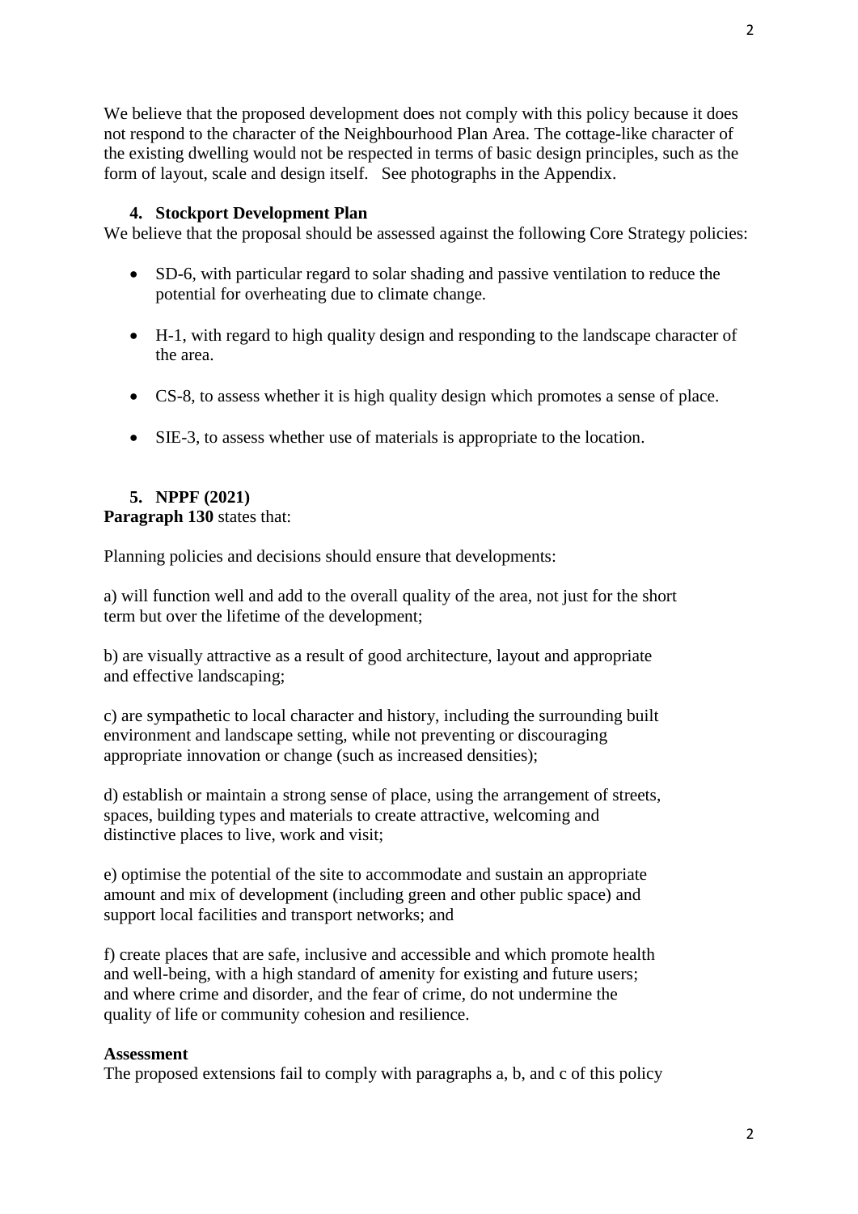We believe that the proposed development does not comply with this policy because it does not respond to the character of the Neighbourhood Plan Area. The cottage-like character of the existing dwelling would not be respected in terms of basic design principles, such as the form of layout, scale and design itself. See photographs in the Appendix.

### 4. Stockport Development Plan

We believe that the proposal should be assessed against the following Core Strategy policies:

- SD-6, with particular regard to solar shading and passive ventilation to reduce the potential for overheating due to climate change.
- H-1, with regard to high quality design and responding to the landscape character of the area.
- CS-8, to assess whether it is high quality design which promotes a sense of place.
- SIE-3, to assess whether use of materials is appropriate to the location.

### 5. NPPF (2021)

**Paragraph 130** states that:

Planning policies and decisions should ensure that developments:

a) will function well and add to the overall quality of the area, not just for the short term but over the lifetime of the development;

b) are visually attractive as a result of good architecture, layout and appropriate and effective landscaping;

c) are sympathetic to local character and history, including the surrounding built environment and landscape setting, while not preventing or discouraging appropriate innovation or change (such as increased densities);

d) establish or maintain a strong sense of place, using the arrangement of streets, spaces, building types and materials to create attractive, welcoming and distinctive places to live, work and visit;

e) optimise the potential of the site to accommodate and sustain an appropriate amount and mix of development (including green and other public space) and support local facilities and transport networks; and

f) create places that are safe, inclusive and accessible and which promote health and well-being, with a high standard of amenity for existing and future users; and where crime and disorder, and the fear of crime, do not undermine the quality of life or community cohesion and resilience.

**Assessment**

The proposed extensions fail to comply with paragraphs a, b, and c of this policy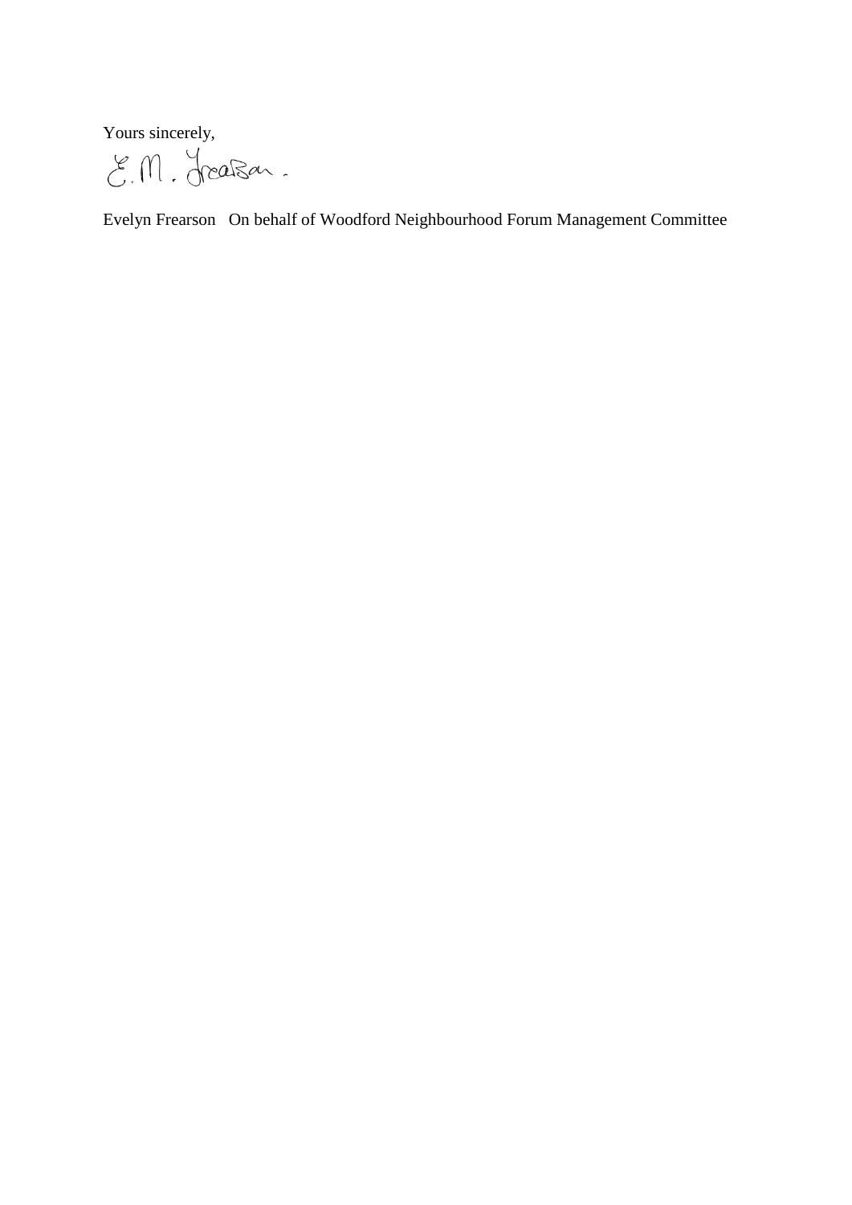Yours sincerely,

E. M. Frearson.

Evelyn Frearson   On behalf of Woodford Neighbourhood Forum Management Committee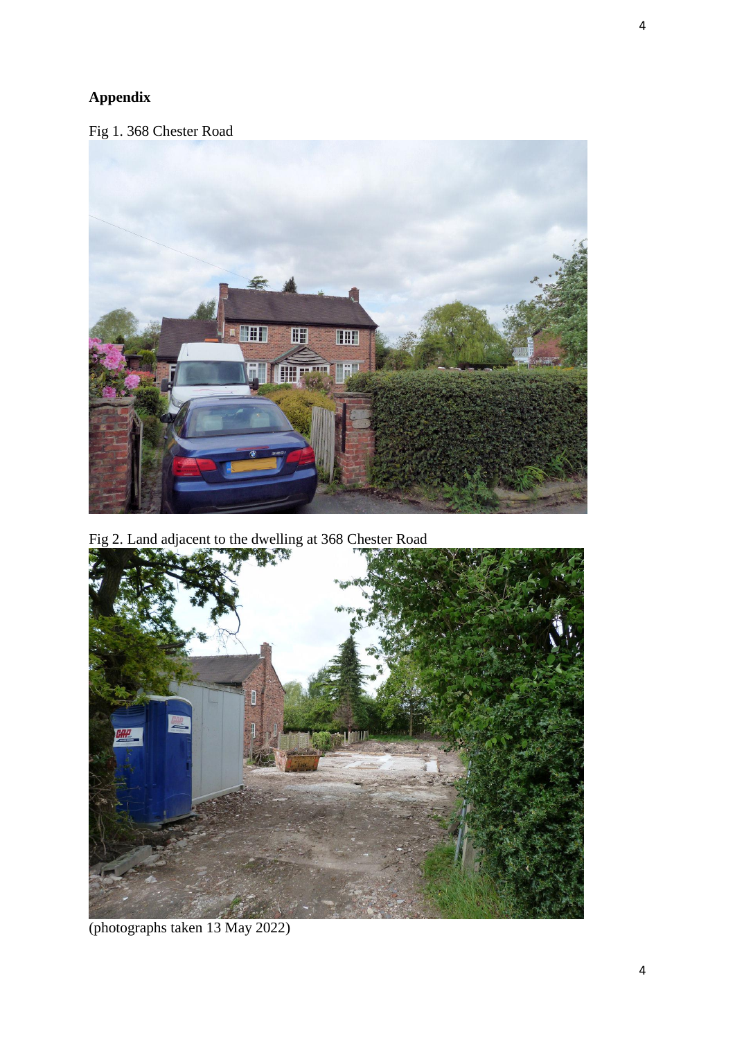**Appendix**

Fig 1. 368 Chester Road

Fig 2. Land adjacent to the dwelling at 368 Chester Road

(photographs taken 13 May 2022)